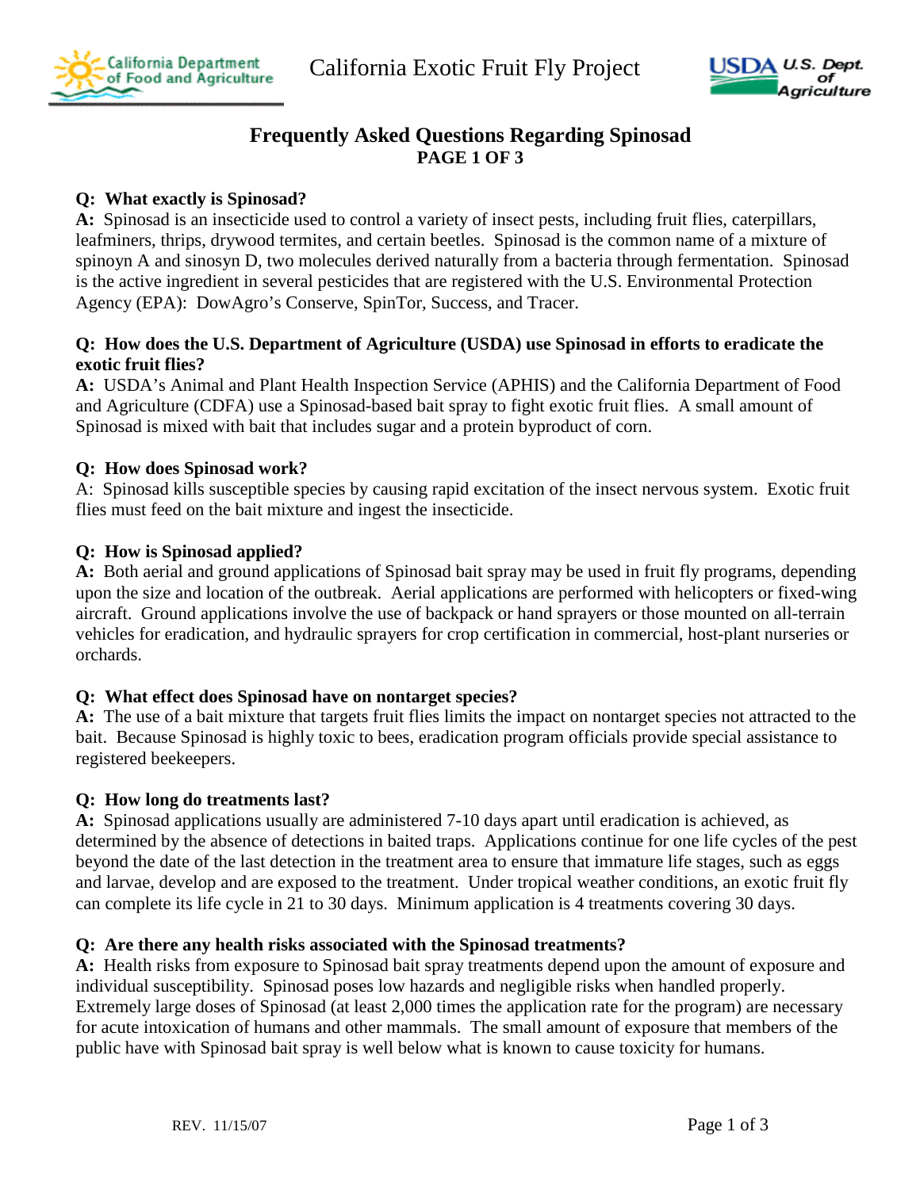California Department of Food and Agriculture

# California Exotic Fruit Fly Project

USDA U.S. Dept. of Agriculture

## Frequently Asked Questions Regarding Spinosad

**PAGE 1 OF 3**

**Q: What exactly is Spinosad?**
**A:** Spinosad is an insecticide used to control a variety of insect pests, including fruit flies, caterpillars, leafminers, thrips, drywood termites, and certain beetles. Spinosad is the common name of a mixture of spinoyn A and sinosyn D, two molecules derived naturally from a bacteria through fermentation. Spinosad is the active ingredient in several pesticides that are registered with the U.S. Environmental Protection Agency (EPA): DowAgro's Conserve, SpinTor, Success, and Tracer.

**Q: How does the U.S. Department of Agriculture (USDA) use Spinosad in efforts to eradicate the exotic fruit flies?**
**A:** USDA's Animal and Plant Health Inspection Service (APHIS) and the California Department of Food and Agriculture (CDFA) use a Spinosad-based bait spray to fight exotic fruit flies. A small amount of Spinosad is mixed with bait that includes sugar and a protein byproduct of corn.

**Q: How does Spinosad work?**
A: Spinosad kills susceptible species by causing rapid excitation of the insect nervous system. Exotic fruit flies must feed on the bait mixture and ingest the insecticide.

**Q: How is Spinosad applied?**
**A:** Both aerial and ground applications of Spinosad bait spray may be used in fruit fly programs, depending upon the size and location of the outbreak. Aerial applications are performed with helicopters or fixed-wing aircraft. Ground applications involve the use of backpack or hand sprayers or those mounted on all-terrain vehicles for eradication, and hydraulic sprayers for crop certification in commercial, host-plant nurseries or orchards.

**Q: What effect does Spinosad have on nontarget species?**
**A:** The use of a bait mixture that targets fruit flies limits the impact on nontarget species not attracted to the bait. Because Spinosad is highly toxic to bees, eradication program officials provide special assistance to registered beekeepers.

**Q: How long do treatments last?**
**A:** Spinosad applications usually are administered 7-10 days apart until eradication is achieved, as determined by the absence of detections in baited traps. Applications continue for one life cycles of the pest beyond the date of the last detection in the treatment area to ensure that immature life stages, such as eggs and larvae, develop and are exposed to the treatment. Under tropical weather conditions, an exotic fruit fly can complete its life cycle in 21 to 30 days. Minimum application is 4 treatments covering 30 days.

**Q: Are there any health risks associated with the Spinosad treatments?**
**A:** Health risks from exposure to Spinosad bait spray treatments depend upon the amount of exposure and individual susceptibility. Spinosad poses low hazards and negligible risks when handled properly. Extremely large doses of Spinosad (at least 2,000 times the application rate for the program) are necessary for acute intoxication of humans and other mammals. The small amount of exposure that members of the public have with Spinosad bait spray is well below what is known to cause toxicity for humans.

REV. 11/15/07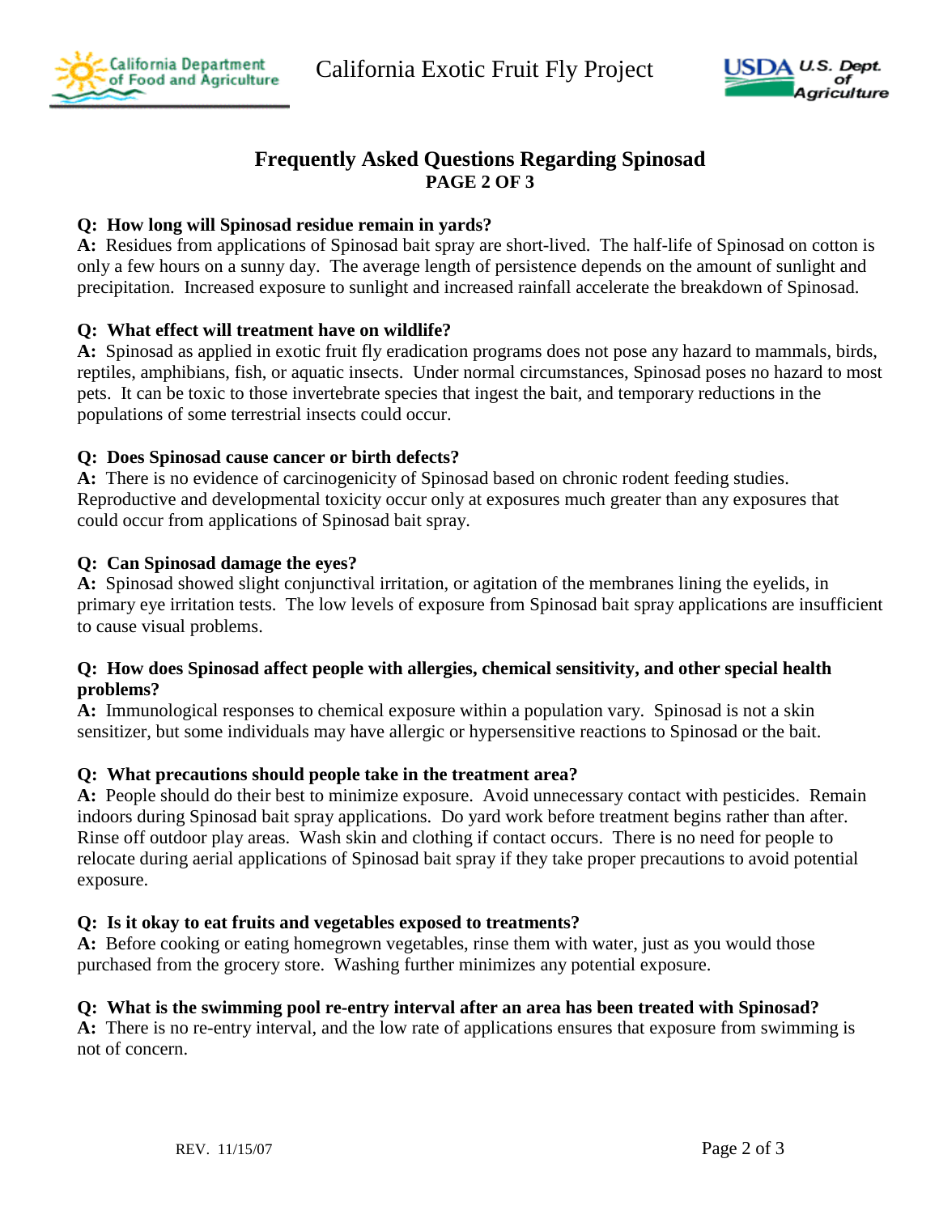# Frequently Asked Questions Regarding Spinosad

**PAGE 2 OF 3**

**Q: How long will Spinosad residue remain in yards?**
**A:** Residues from applications of Spinosad bait spray are short-lived. The half-life of Spinosad on cotton is only a few hours on a sunny day. The average length of persistence depends on the amount of sunlight and precipitation. Increased exposure to sunlight and increased rainfall accelerate the breakdown of Spinosad.

**Q: What effect will treatment have on wildlife?**
**A:** Spinosad as applied in exotic fruit fly eradication programs does not pose any hazard to mammals, birds, reptiles, amphibians, fish, or aquatic insects. Under normal circumstances, Spinosad poses no hazard to most pets. It can be toxic to those invertebrate species that ingest the bait, and temporary reductions in the populations of some terrestrial insects could occur.

**Q: Does Spinosad cause cancer or birth defects?**
**A:** There is no evidence of carcinogenicity of Spinosad based on chronic rodent feeding studies. Reproductive and developmental toxicity occur only at exposures much greater than any exposures that could occur from applications of Spinosad bait spray.

**Q: Can Spinosad damage the eyes?**
**A:** Spinosad showed slight conjunctival irritation, or agitation of the membranes lining the eyelids, in primary eye irritation tests. The low levels of exposure from Spinosad bait spray applications are insufficient to cause visual problems.

**Q: How does Spinosad affect people with allergies, chemical sensitivity, and other special health problems?**
**A:** Immunological responses to chemical exposure within a population vary. Spinosad is not a skin sensitizer, but some individuals may have allergic or hypersensitive reactions to Spinosad or the bait.

**Q: What precautions should people take in the treatment area?**
**A:** People should do their best to minimize exposure. Avoid unnecessary contact with pesticides. Remain indoors during Spinosad bait spray applications. Do yard work before treatment begins rather than after. Rinse off outdoor play areas. Wash skin and clothing if contact occurs. There is no need for people to relocate during aerial applications of Spinosad bait spray if they take proper precautions to avoid potential exposure.

**Q: Is it okay to eat fruits and vegetables exposed to treatments?**
**A:** Before cooking or eating homegrown vegetables, rinse them with water, just as you would those purchased from the grocery store. Washing further minimizes any potential exposure.

**Q: What is the swimming pool re-entry interval after an area has been treated with Spinosad?**
**A:** There is no re-entry interval, and the low rate of applications ensures that exposure from swimming is not of concern.

REV. 11/15/07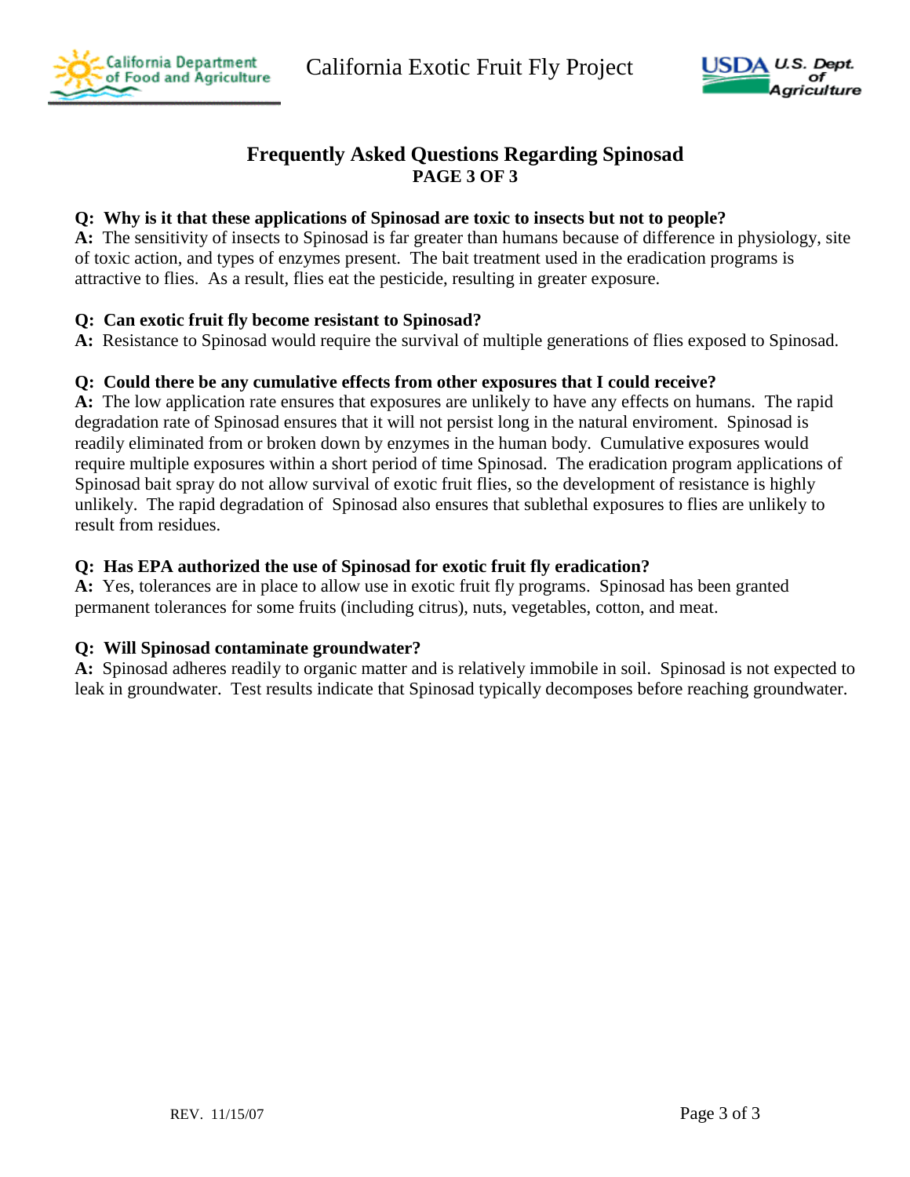# Frequently Asked Questions Regarding Spinosad

**PAGE 3 OF 3**

**Q: Why is it that these applications of Spinosad are toxic to insects but not to people?**
**A:** The sensitivity of insects to Spinosad is far greater than humans because of difference in physiology, site of toxic action, and types of enzymes present. The bait treatment used in the eradication programs is attractive to flies. As a result, flies eat the pesticide, resulting in greater exposure.

**Q: Can exotic fruit fly become resistant to Spinosad?**
**A:** Resistance to Spinosad would require the survival of multiple generations of flies exposed to Spinosad.

**Q: Could there be any cumulative effects from other exposures that I could receive?**
**A:** The low application rate ensures that exposures are unlikely to have any effects on humans. The rapid degradation rate of Spinosad ensures that it will not persist long in the natural enviroment. Spinosad is readily eliminated from or broken down by enzymes in the human body. Cumulative exposures would require multiple exposures within a short period of time Spinosad. The eradication program applications of Spinosad bait spray do not allow survival of exotic fruit flies, so the development of resistance is highly unlikely. The rapid degradation of Spinosad also ensures that sublethal exposures to flies are unlikely to result from residues.

**Q: Has EPA authorized the use of Spinosad for exotic fruit fly eradication?**
**A:** Yes, tolerances are in place to allow use in exotic fruit fly programs. Spinosad has been granted permanent tolerances for some fruits (including citrus), nuts, vegetables, cotton, and meat.

**Q: Will Spinosad contaminate groundwater?**
**A:** Spinosad adheres readily to organic matter and is relatively immobile in soil. Spinosad is not expected to leak in groundwater. Test results indicate that Spinosad typically decomposes before reaching groundwater.

REV. 11/15/07